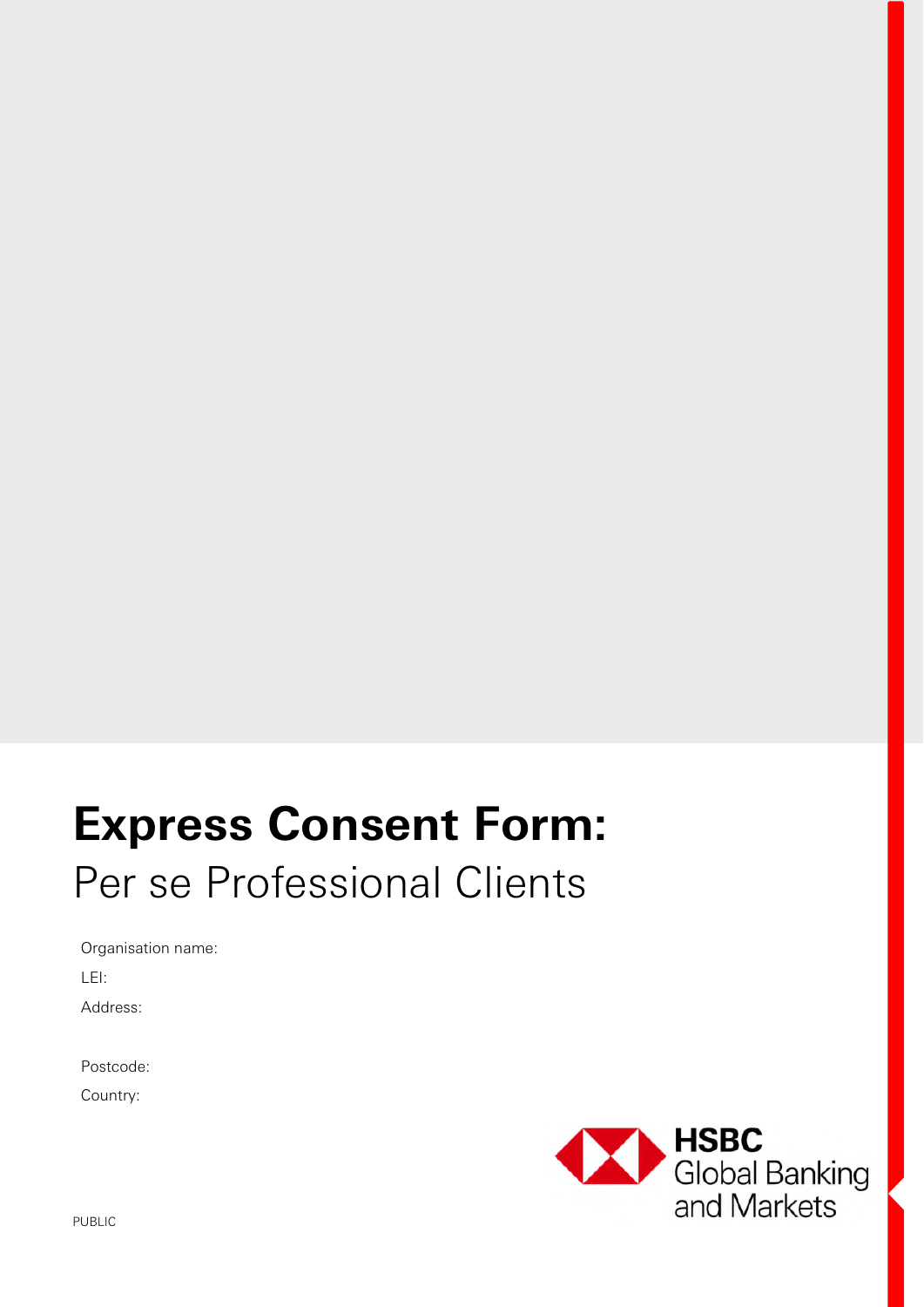# Express Consent Form:

## Per se Professional Clients

Organisation name:

LEI:

Address:

Postcode:

Country:

HSBC Global Banking and Markets

PUBLIC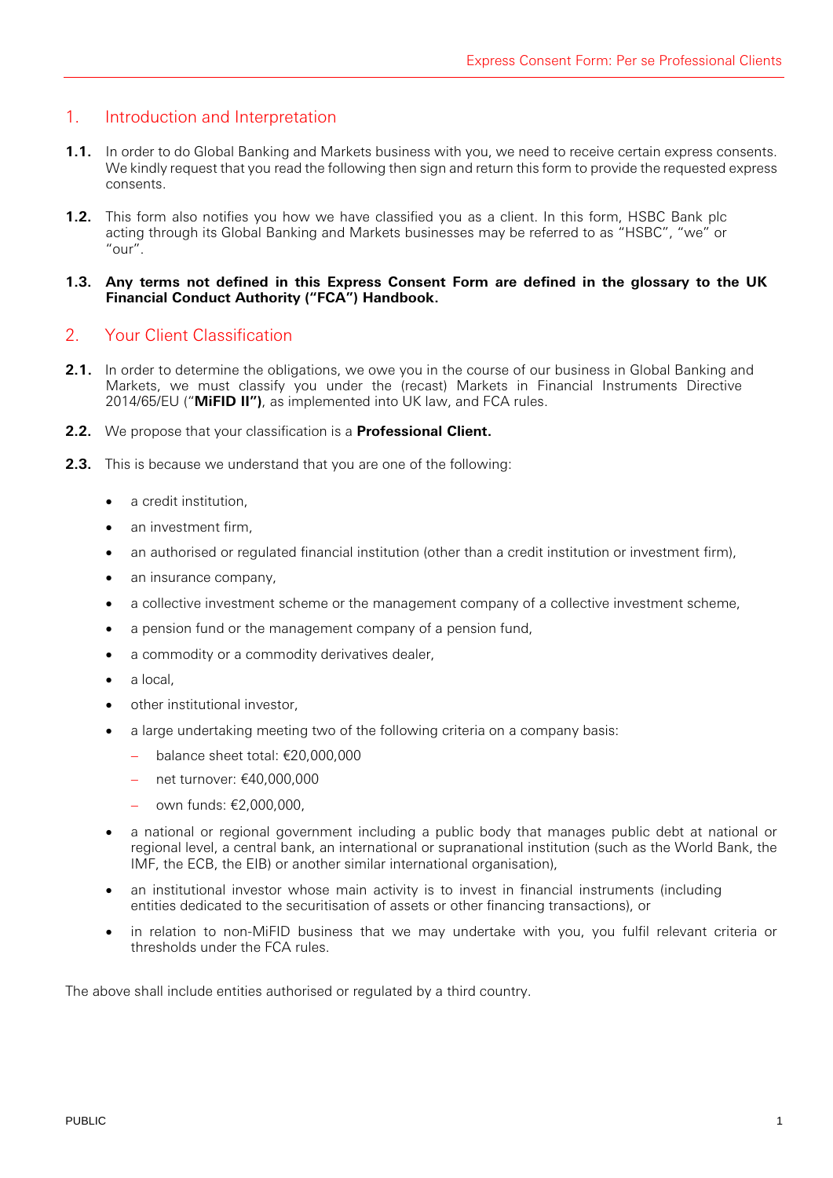## 1. Introduction and Interpretation

**1.1.** In order to do Global Banking and Markets business with you, we need to receive certain express consents. We kindly request that you read the following then sign and return this form to provide the requested express consents.

**1.2.** This form also notifies you how we have classified you as a client. In this form, HSBC Bank plc acting through its Global Banking and Markets businesses may be referred to as "HSBC", "we" or "our".

**1.3. Any terms not defined in this Express Consent Form are defined in the glossary to the UK Financial Conduct Authority ("FCA") Handbook.**

## 2. Your Client Classification

**2.1.** In order to determine the obligations, we owe you in the course of our business in Global Banking and Markets, we must classify you under the (recast) Markets in Financial Instruments Directive 2014/65/EU ("**MiFID II")**, as implemented into UK law, and FCA rules.

**2.2.** We propose that your classification is a **Professional Client.**

**2.3.** This is because we understand that you are one of the following:

- a credit institution,
- an investment firm,
- an authorised or regulated financial institution (other than a credit institution or investment firm),
- an insurance company,
- a collective investment scheme or the management company of a collective investment scheme,
- a pension fund or the management company of a pension fund,
- a commodity or a commodity derivatives dealer,
- a local,
- other institutional investor,
- a large undertaking meeting two of the following criteria on a company basis:
  - balance sheet total: €20,000,000
  - net turnover: €40,000,000
  - own funds: €2,000,000,
- a national or regional government including a public body that manages public debt at national or regional level, a central bank, an international or supranational institution (such as the World Bank, the IMF, the ECB, the EIB) or another similar international organisation),
- an institutional investor whose main activity is to invest in financial instruments (including entities dedicated to the securitisation of assets or other financing transactions), or
- in relation to non-MiFID business that we may undertake with you, you fulfil relevant criteria or thresholds under the FCA rules.

The above shall include entities authorised or regulated by a third country.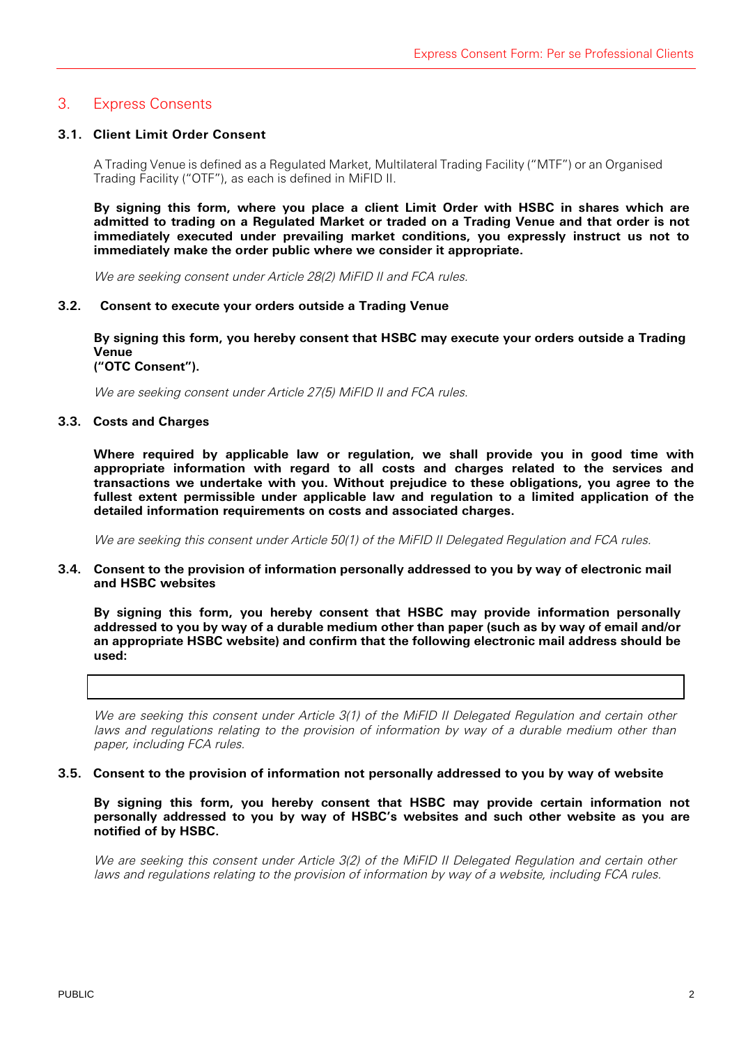## 3. Express Consents

### 3.1. Client Limit Order Consent

A Trading Venue is defined as a Regulated Market, Multilateral Trading Facility ("MTF") or an Organised Trading Facility ("OTF"), as each is defined in MiFID II.

**By signing this form, where you place a client Limit Order with HSBC in shares which are admitted to trading on a Regulated Market or traded on a Trading Venue and that order is not immediately executed under prevailing market conditions, you expressly instruct us not to immediately make the order public where we consider it appropriate.**

*We are seeking consent under Article 28(2) MiFID II and FCA rules.*

### 3.2. Consent to execute your orders outside a Trading Venue

**By signing this form, you hereby consent that HSBC may execute your orders outside a Trading Venue ("OTC Consent").**

*We are seeking consent under Article 27(5) MiFID II and FCA rules.*

### 3.3. Costs and Charges

**Where required by applicable law or regulation, we shall provide you in good time with appropriate information with regard to all costs and charges related to the services and transactions we undertake with you. Without prejudice to these obligations, you agree to the fullest extent permissible under applicable law and regulation to a limited application of the detailed information requirements on costs and associated charges.**

*We are seeking this consent under Article 50(1) of the MiFID II Delegated Regulation and FCA rules.*

### 3.4. Consent to the provision of information personally addressed to you by way of electronic mail and HSBC websites

**By signing this form, you hereby consent that HSBC may provide information personally addressed to you by way of a durable medium other than paper (such as by way of email and/or an appropriate HSBC website) and confirm that the following electronic mail address should be used:**

|  |
| --- |
|  |

*We are seeking this consent under Article 3(1) of the MiFID II Delegated Regulation and certain other laws and regulations relating to the provision of information by way of a durable medium other than paper, including FCA rules.*

### 3.5. Consent to the provision of information not personally addressed to you by way of website

**By signing this form, you hereby consent that HSBC may provide certain information not personally addressed to you by way of HSBC's websites and such other website as you are notified of by HSBC.**

*We are seeking this consent under Article 3(2) of the MiFID II Delegated Regulation and certain other laws and regulations relating to the provision of information by way of a website, including FCA rules.*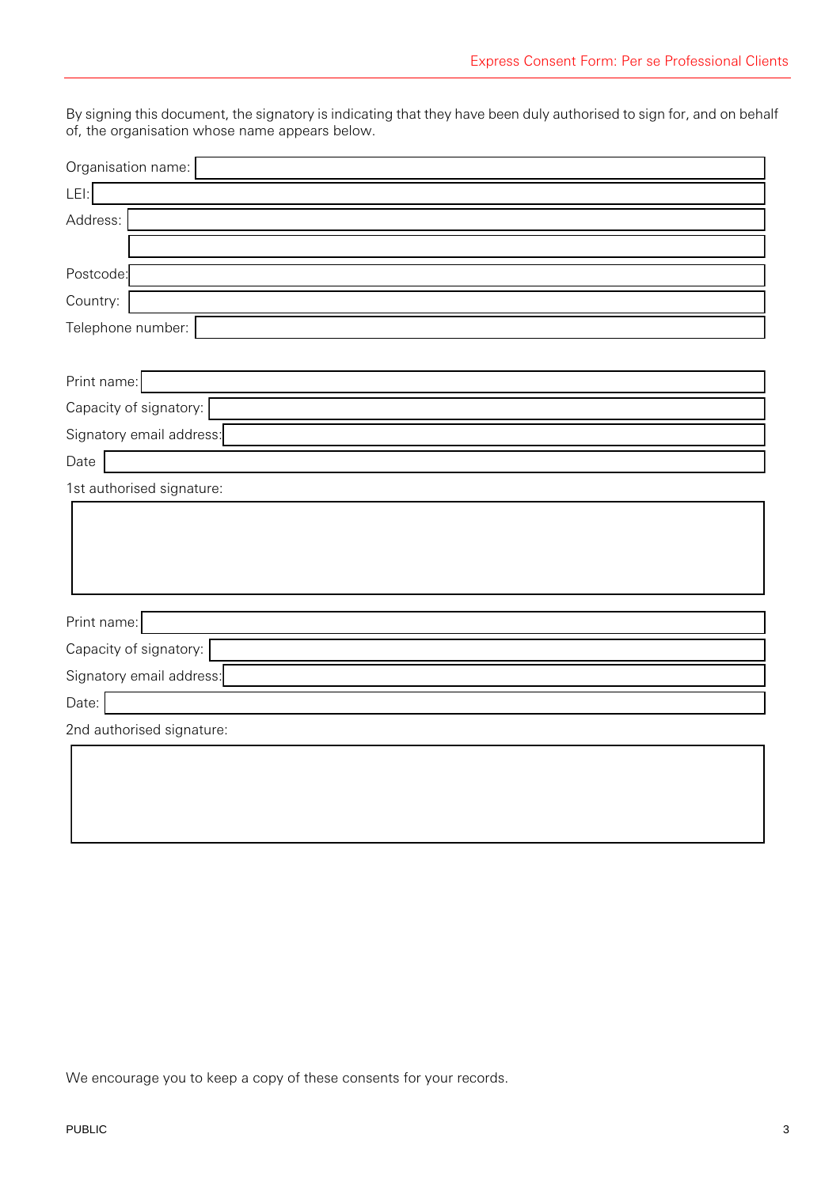By signing this document, the signatory is indicating that they have been duly authorised to sign for, and on behalf of, the organisation whose name appears below.

Organisation name:

LEI:

Address:

Postcode:

Country:

Telephone number:

Print name:

Capacity of signatory:

Signatory email address:

Date

1st authorised signature:

Print name:

Capacity of signatory:

Signatory email address:

Date:

2nd authorised signature:

We encourage you to keep a copy of these consents for your records.

PUBLIC